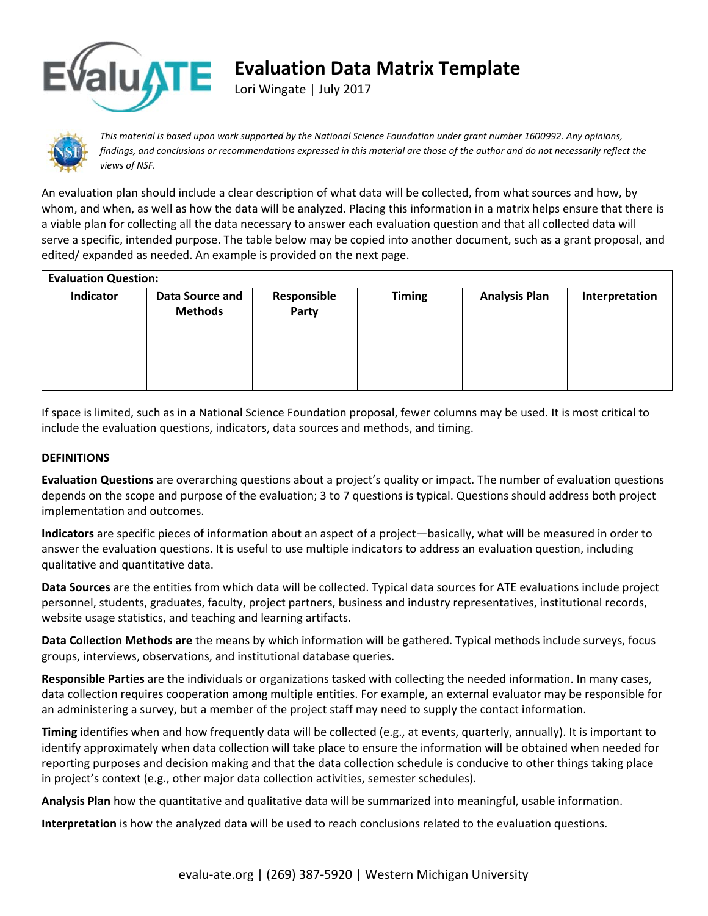# Evaluation Data Matrix Template

Lori Wingate | July 2017

*This material is based upon work supported by the National Science Foundation under grant number 1600992. Any opinions, findings, and conclusions or recommendations expressed in this material are those of the author and do not necessarily reflect the views of NSF.*

An evaluation plan should include a clear description of what data will be collected, from what sources and how, by whom, and when, as well as how the data will be analyzed. Placing this information in a matrix helps ensure that there is a viable plan for collecting all the data necessary to answer each evaluation question and that all collected data will serve a specific, intended purpose. The table below may be copied into another document, such as a grant proposal, and edited/ expanded as needed. An example is provided on the next page.

| **Evaluation Question:** | | | | | |
|---|---|---|---|---|---|
| **Indicator** | **Data Source and Methods** | **Responsible Party** | **Timing** | **Analysis Plan** | **Interpretation** |
| | | | | | |

If space is limited, such as in a National Science Foundation proposal, fewer columns may be used. It is most critical to include the evaluation questions, indicators, data sources and methods, and timing.

**DEFINITIONS**

**Evaluation Questions** are overarching questions about a project's quality or impact. The number of evaluation questions depends on the scope and purpose of the evaluation; 3 to 7 questions is typical. Questions should address both project implementation and outcomes.

**Indicators** are specific pieces of information about an aspect of a project—basically, what will be measured in order to answer the evaluation questions. It is useful to use multiple indicators to address an evaluation question, including qualitative and quantitative data.

**Data Sources** are the entities from which data will be collected. Typical data sources for ATE evaluations include project personnel, students, graduates, faculty, project partners, business and industry representatives, institutional records, website usage statistics, and teaching and learning artifacts.

**Data Collection Methods are** the means by which information will be gathered. Typical methods include surveys, focus groups, interviews, observations, and institutional database queries.

**Responsible Parties** are the individuals or organizations tasked with collecting the needed information. In many cases, data collection requires cooperation among multiple entities. For example, an external evaluator may be responsible for an administering a survey, but a member of the project staff may need to supply the contact information.

**Timing** identifies when and how frequently data will be collected (e.g., at events, quarterly, annually). It is important to identify approximately when data collection will take place to ensure the information will be obtained when needed for reporting purposes and decision making and that the data collection schedule is conducive to other things taking place in project's context (e.g., other major data collection activities, semester schedules).

**Analysis Plan** how the quantitative and qualitative data will be summarized into meaningful, usable information.

**Interpretation** is how the analyzed data will be used to reach conclusions related to the evaluation questions.

evalu-ate.org | (269) 387-5920 | Western Michigan University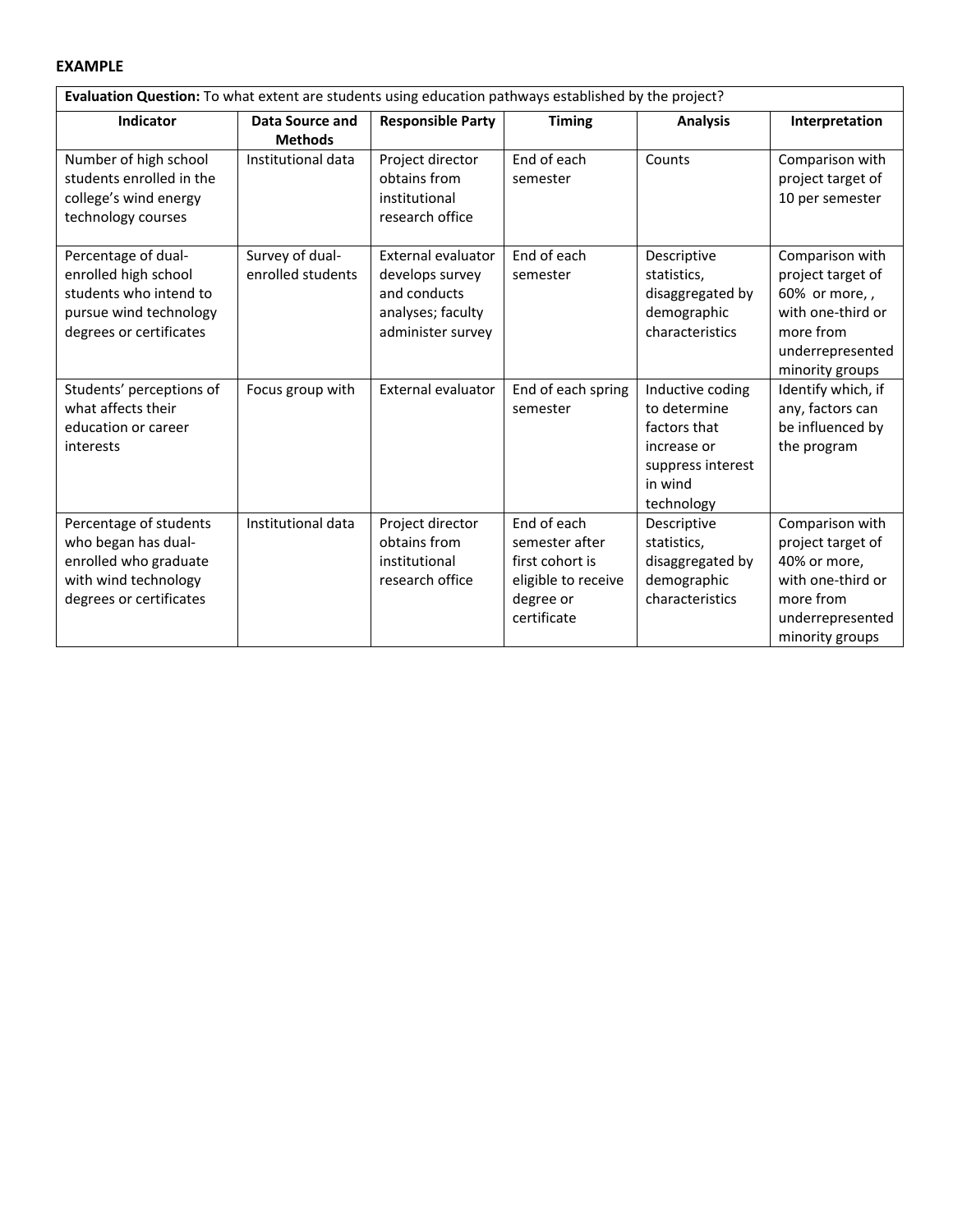**EXAMPLE**

| **Evaluation Question:** To what extent are students using education pathways established by the project? | | | | | |
|---|---|---|---|---|---|
| **Indicator** | **Data Source and Methods** | **Responsible Party** | **Timing** | **Analysis** | **Interpretation** |
| Number of high school students enrolled in the college's wind energy technology courses | Institutional data | Project director obtains from institutional research office | End of each semester | Counts | Comparison with project target of 10 per semester |
| Percentage of dual-enrolled high school students who intend to pursue wind technology degrees or certificates | Survey of dual-enrolled students | External evaluator develops survey and conducts analyses; faculty administer survey | End of each semester | Descriptive statistics, disaggregated by demographic characteristics | Comparison with project target of 60% or more, , with one-third or more from underrepresented minority groups |
| Students' perceptions of what affects their education or career interests | Focus group with | External evaluator | End of each spring semester | Inductive coding to determine factors that increase or suppress interest in wind technology | Identify which, if any, factors can be influenced by the program |
| Percentage of students who began has dual-enrolled who graduate with wind technology degrees or certificates | Institutional data | Project director obtains from institutional research office | End of each semester after first cohort is eligible to receive degree or certificate | Descriptive statistics, disaggregated by demographic characteristics | Comparison with project target of 40% or more, with one-third or more from underrepresented minority groups |